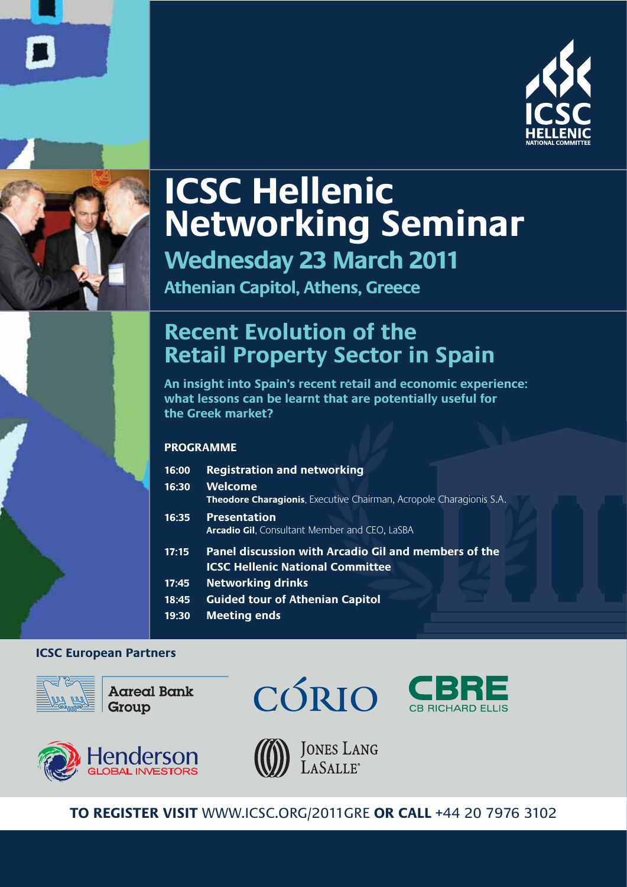ICSC HELLENIC NATIONAL COMMITTEE

# ICSC Hellenic Networking Seminar

## Wednesday 23 March 2011

### Athenian Capitol, Athens, Greece

## Recent Evolution of the Retail Property Sector in Spain

**An insight into Spain's recent retail and economic experience: what lessons can be learnt that are potentially useful for the Greek market?**

### PROGRAMME

| | |
|---|---|
| **16:00** | **Registration and networking** |
| **16:30** | **Welcome**<br>**Theodore Charagionis**, Executive Chairman, Acropole Charagionis S.A. |
| **16:35** | **Presentation**<br>**Arcadio Gil**, Consultant Member and CEO, LaSBA |
| **17:15** | **Panel discussion with Arcadio Gil and members of the ICSC Hellenic National Committee** |
| **17:45** | **Networking drinks** |
| **18:45** | **Guided tour of Athenian Capitol** |
| **19:30** | **Meeting ends** |

**ICSC European Partners**

Aareal Bank Group

CORIO

CBRE CB RICHARD ELLIS

Henderson GLOBAL INVESTORS

JONES LANG LASALLE®

**TO REGISTER VISIT** WWW.ICSC.ORG/2011GRE **OR CALL** +44 20 7976 3102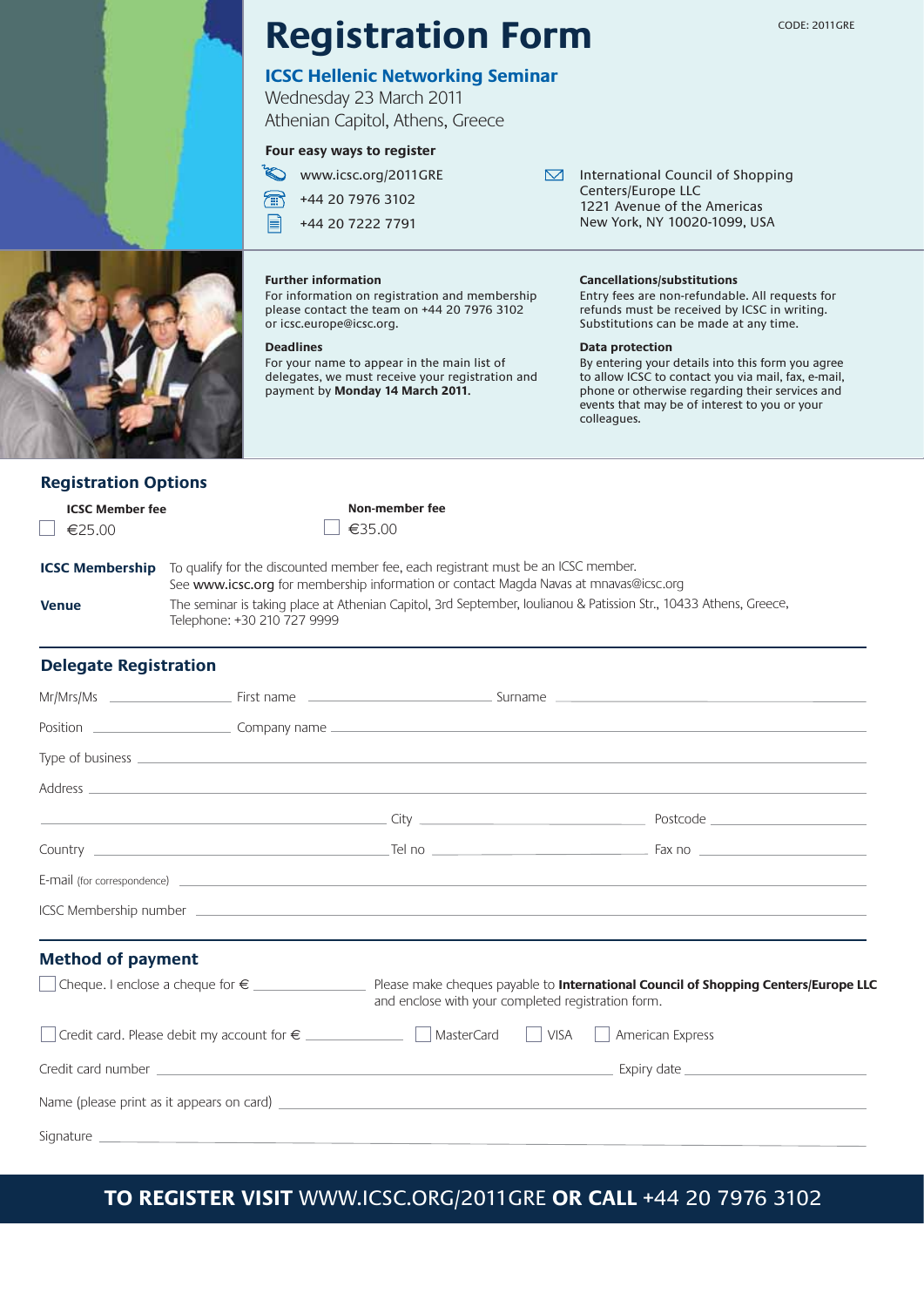CODE: 2011GRE

# Registration Form

## ICSC Hellenic Networking Seminar

Wednesday 23 March 2011
Athenian Capitol, Athens, Greece

**Four easy ways to register**

- www.icsc.org/2011GRE
- +44 20 7976 3102
- +44 20 7222 7791
- International Council of Shopping Centers/Europe LLC
  1221 Avenue of the Americas
  New York, NY 10020-1099, USA

**Further information**
For information on registration and membership please contact the team on +44 20 7976 3102 or icsc.europe@icsc.org.

**Deadlines**
For your name to appear in the main list of delegates, we must receive your registration and payment by **Monday 14 March 2011.**

**Cancellations/substitutions**
Entry fees are non-refundable. All requests for refunds must be received by ICSC in writing. Substitutions can be made at any time.

**Data protection**
By entering your details into this form you agree to allow ICSC to contact you via mail, fax, e-mail, phone or otherwise regarding their services and events that may be of interest to you or your colleagues.

## Registration Options

**ICSC Member fee**
☐ €25.00

**Non-member fee**
☐ €35.00

**ICSC Membership** To qualify for the discounted member fee, each registrant must be an ICSC member. See www.icsc.org for membership information or contact Magda Navas at mnavas@icsc.org

**Venue** The seminar is taking place at Athenian Capitol, 3rd September, Ioulianou & Patission Str., 10433 Athens, Greece, Telephone: +30 210 727 9999

## Delegate Registration

Mr/Mrs/Ms ________ First name ________ Surname ________

Position ________ Company name ________

Type of business ________

Address ________

________ City ________ Postcode ________

Country ________ Tel no ________ Fax no ________

E-mail (for correspondence) ________

ICSC Membership number ________

## Method of payment

☐ Cheque. I enclose a cheque for € ________ Please make cheques payable to **International Council of Shopping Centers/Europe LLC** and enclose with your completed registration form.

☐ Credit card. Please debit my account for € ________ ☐ MasterCard ☐ VISA ☐ American Express

Credit card number ________ Expiry date ________

Name (please print as it appears on card) ________

Signature ________

**TO REGISTER VISIT** WWW.ICSC.ORG/2011GRE **OR CALL** +44 20 7976 3102